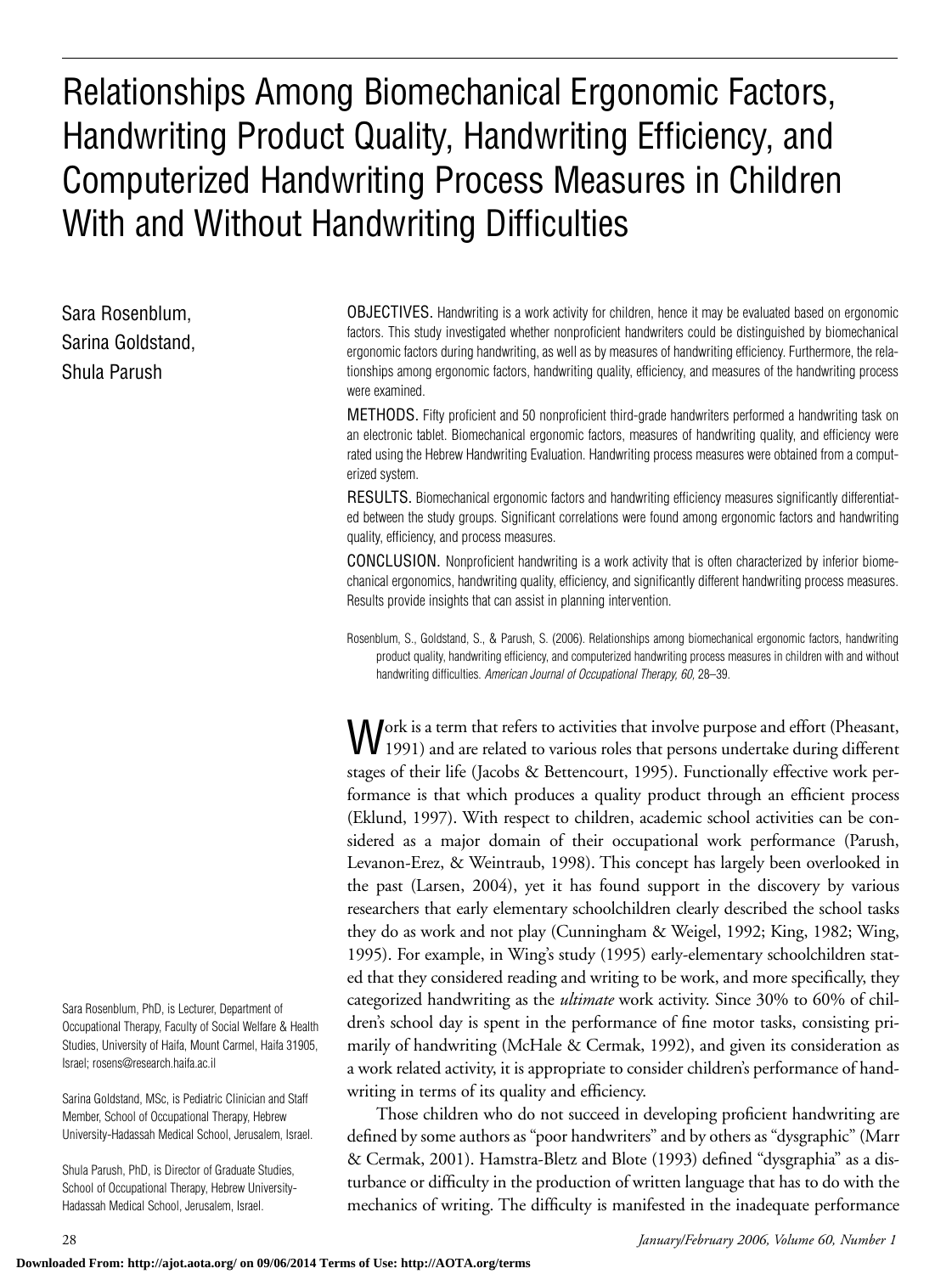# Relationships Among Biomechanical Ergonomic Factors, Handwriting Product Quality, Handwriting Efficiency, and Computerized Handwriting Process Measures in Children With and Without Handwriting Difficulties

Sara Rosenblum, Sarina Goldstand, Shula Parush

OBJECTIVES. Handwriting is a work activity for children, hence it may be evaluated based on ergonomic factors. This study investigated whether nonproficient handwriters could be distinguished by biomechanical ergonomic factors during handwriting, as well as by measures of handwriting efficiency. Furthermore, the relationships among ergonomic factors, handwriting quality, efficiency, and measures of the handwriting process were examined.

METHODS. Fifty proficient and 50 nonproficient third-grade handwriters performed a handwriting task on an electronic tablet. Biomechanical ergonomic factors, measures of handwriting quality, and efficiency were rated using the Hebrew Handwriting Evaluation. Handwriting process measures were obtained from a computerized system.

RESULTS. Biomechanical ergonomic factors and handwriting efficiency measures significantly differentiated between the study groups. Significant correlations were found among ergonomic factors and handwriting quality, efficiency, and process measures.

CONCLUSION. Nonproficient handwriting is a work activity that is often characterized by inferior biomechanical ergonomics, handwriting quality, efficiency, and significantly different handwriting process measures. Results provide insights that can assist in planning intervention.

Rosenblum, S., Goldstand, S., & Parush, S. (2006). Relationships among biomechanical ergonomic factors, handwriting product quality, handwriting efficiency, and computerized handwriting process measures in children with and without handwriting difficulties. *American Journal of Occupational Therapy, 60*, 28–39.

Work is a term that refers to activities that involve purpose and effort (Pheasant, 1991) and are related to various roles that persons undertake during different stages of their life (Jacobs & Bettencourt, 1995). Functionally effective work performance is that which produces a quality product through an efficient process (Eklund, 1997). With respect to children, academic school activities can be considered as a major domain of their occupational work performance (Parush, Levanon-Erez, & Weintraub, 1998). This concept has largely been overlooked in the past (Larsen, 2004), yet it has found support in the discovery by various researchers that early elementary schoolchildren clearly described the school tasks they do as work and not play (Cunningham & Weigel, 1992; King, 1982; Wing, 1995). For example, in Wing's study (1995) early-elementary schoolchildren stated that they considered reading and writing to be work, and more specifically, they categorized handwriting as the *ultimate* work activity. Since 30% to 60% of children's school day is spent in the performance of fine motor tasks, consisting primarily of handwriting (McHale & Cermak, 1992), and given its consideration as a work related activity, it is appropriate to consider children's performance of handwriting in terms of its quality and efficiency.

Those children who do not succeed in developing proficient handwriting are defined by some authors as "poor handwriters" and by others as "dysgraphic" (Marr & Cermak, 2001). Hamstra-Bletz and Blote (1993) defined "dysgraphia" as a disturbance or difficulty in the production of written language that has to do with the mechanics of writing. The difficulty is manifested in the inadequate performance

Sara Rosenblum, PhD, is Lecturer, Department of Occupational Therapy, Faculty of Social Welfare & Health Studies, University of Haifa, Mount Carmel, Haifa 31905, Israel; rosens@research.haifa.ac.il

Sarina Goldstand, MSc, is Pediatric Clinician and Staff Member, School of Occupational Therapy, Hebrew University-Hadassah Medical School, Jerusalem, Israel.

Shula Parush, PhD, is Director of Graduate Studies, School of Occupational Therapy, Hebrew University-Hadassah Medical School, Jerusalem, Israel.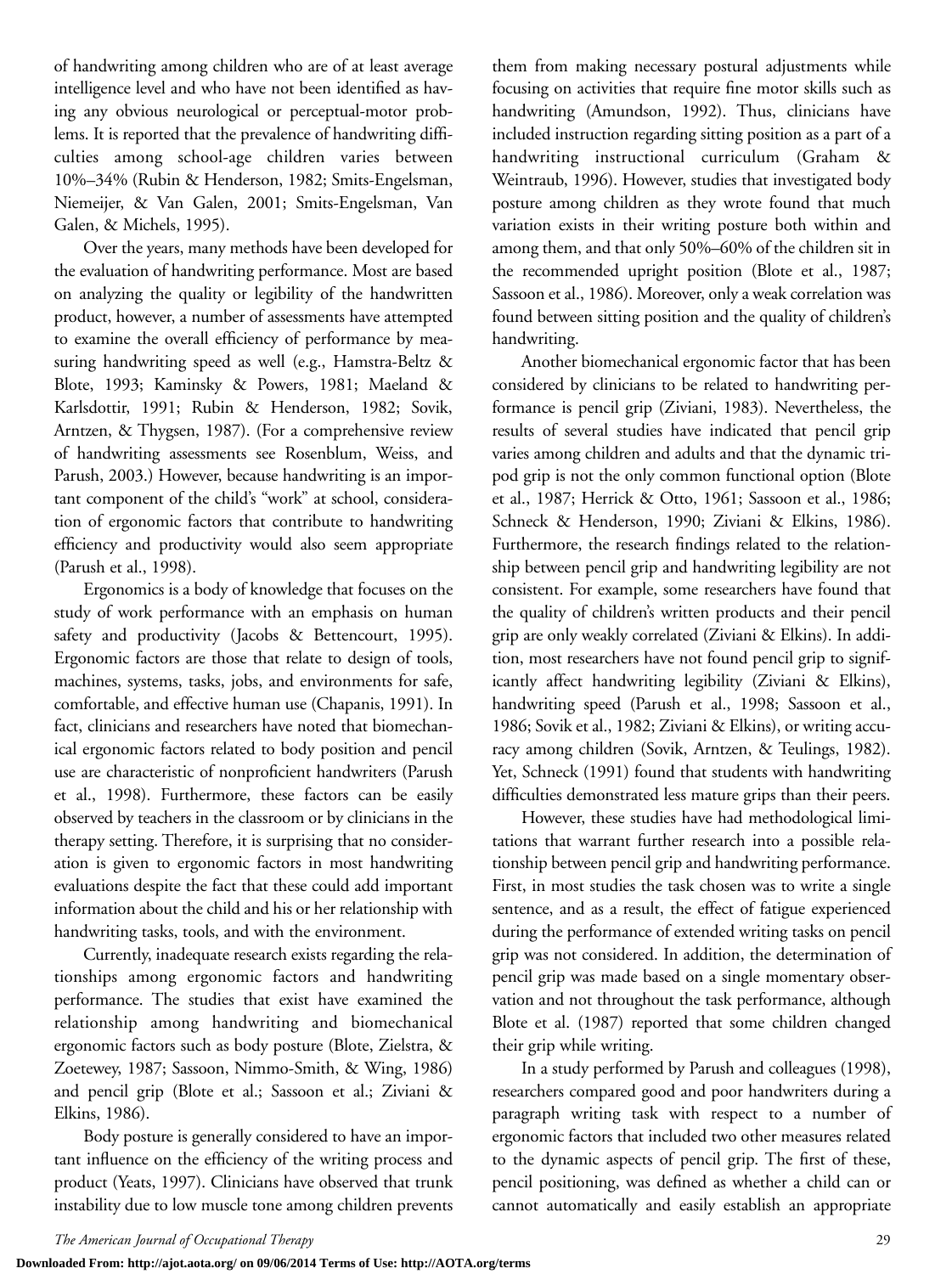of handwriting among children who are of at least average intelligence level and who have not been identified as having any obvious neurological or perceptual-motor problems. It is reported that the prevalence of handwriting difficulties among school-age children varies between 10%–34% (Rubin & Henderson, 1982; Smits-Engelsman, Niemeijer, & Van Galen, 2001; Smits-Engelsman, Van Galen, & Michels, 1995).

Over the years, many methods have been developed for the evaluation of handwriting performance. Most are based on analyzing the quality or legibility of the handwritten product, however, a number of assessments have attempted to examine the overall efficiency of performance by measuring handwriting speed as well (e.g., Hamstra-Beltz & Blote, 1993; Kaminsky & Powers, 1981; Maeland & Karlsdottir, 1991; Rubin & Henderson, 1982; Sovik, Arntzen, & Thygsen, 1987). (For a comprehensive review of handwriting assessments see Rosenblum, Weiss, and Parush, 2003.) However, because handwriting is an important component of the child's "work" at school, consideration of ergonomic factors that contribute to handwriting efficiency and productivity would also seem appropriate (Parush et al., 1998).

Ergonomics is a body of knowledge that focuses on the study of work performance with an emphasis on human safety and productivity (Jacobs & Bettencourt, 1995). Ergonomic factors are those that relate to design of tools, machines, systems, tasks, jobs, and environments for safe, comfortable, and effective human use (Chapanis, 1991). In fact, clinicians and researchers have noted that biomechanical ergonomic factors related to body position and pencil use are characteristic of nonproficient handwriters (Parush et al., 1998). Furthermore, these factors can be easily observed by teachers in the classroom or by clinicians in the therapy setting. Therefore, it is surprising that no consideration is given to ergonomic factors in most handwriting evaluations despite the fact that these could add important information about the child and his or her relationship with handwriting tasks, tools, and with the environment.

Currently, inadequate research exists regarding the relationships among ergonomic factors and handwriting performance. The studies that exist have examined the relationship among handwriting and biomechanical ergonomic factors such as body posture (Blote, Zielstra, & Zoetewey, 1987; Sassoon, Nimmo-Smith, & Wing, 1986) and pencil grip (Blote et al.; Sassoon et al.; Ziviani & Elkins, 1986).

Body posture is generally considered to have an important influence on the efficiency of the writing process and product (Yeats, 1997). Clinicians have observed that trunk instability due to low muscle tone among children prevents them from making necessary postural adjustments while focusing on activities that require fine motor skills such as handwriting (Amundson, 1992). Thus, clinicians have included instruction regarding sitting position as a part of a handwriting instructional curriculum (Graham & Weintraub, 1996). However, studies that investigated body posture among children as they wrote found that much variation exists in their writing posture both within and among them, and that only 50%–60% of the children sit in the recommended upright position (Blote et al., 1987; Sassoon et al., 1986). Moreover, only a weak correlation was found between sitting position and the quality of children's handwriting.

Another biomechanical ergonomic factor that has been considered by clinicians to be related to handwriting performance is pencil grip (Ziviani, 1983). Nevertheless, the results of several studies have indicated that pencil grip varies among children and adults and that the dynamic tripod grip is not the only common functional option (Blote et al., 1987; Herrick & Otto, 1961; Sassoon et al., 1986; Schneck & Henderson, 1990; Ziviani & Elkins, 1986). Furthermore, the research findings related to the relationship between pencil grip and handwriting legibility are not consistent. For example, some researchers have found that the quality of children's written products and their pencil grip are only weakly correlated (Ziviani & Elkins). In addition, most researchers have not found pencil grip to significantly affect handwriting legibility (Ziviani & Elkins), handwriting speed (Parush et al., 1998; Sassoon et al., 1986; Sovik et al., 1982; Ziviani & Elkins), or writing accuracy among children (Sovik, Arntzen, & Teulings, 1982). Yet, Schneck (1991) found that students with handwriting difficulties demonstrated less mature grips than their peers.

However, these studies have had methodological limitations that warrant further research into a possible relationship between pencil grip and handwriting performance. First, in most studies the task chosen was to write a single sentence, and as a result, the effect of fatigue experienced during the performance of extended writing tasks on pencil grip was not considered. In addition, the determination of pencil grip was made based on a single momentary observation and not throughout the task performance, although Blote et al. (1987) reported that some children changed their grip while writing.

In a study performed by Parush and colleagues (1998), researchers compared good and poor handwriters during a paragraph writing task with respect to a number of ergonomic factors that included two other measures related to the dynamic aspects of pencil grip. The first of these, pencil positioning, was defined as whether a child can or cannot automatically and easily establish an appropriate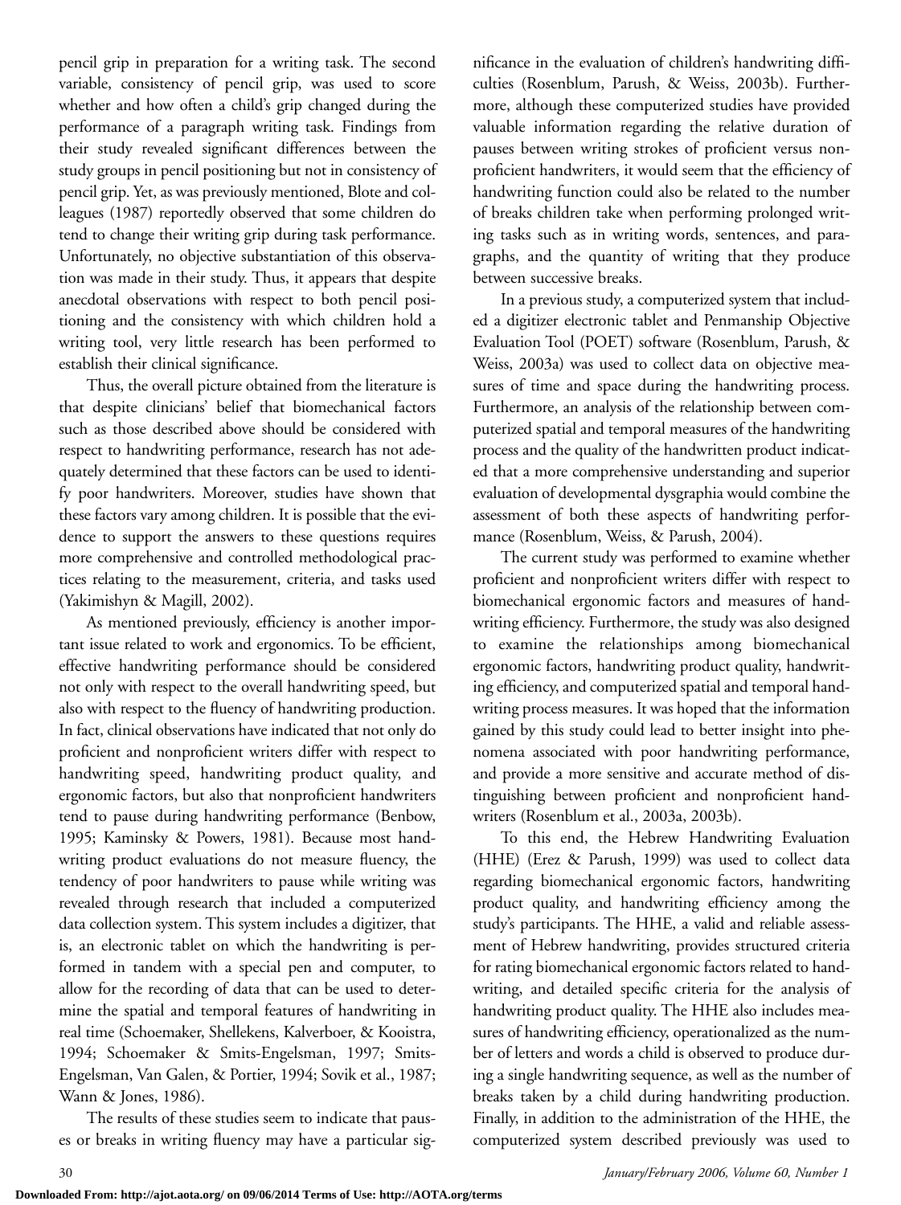pencil grip in preparation for a writing task. The second variable, consistency of pencil grip, was used to score whether and how often a child's grip changed during the performance of a paragraph writing task. Findings from their study revealed significant differences between the study groups in pencil positioning but not in consistency of pencil grip. Yet, as was previously mentioned, Blote and colleagues (1987) reportedly observed that some children do tend to change their writing grip during task performance. Unfortunately, no objective substantiation of this observation was made in their study. Thus, it appears that despite anecdotal observations with respect to both pencil positioning and the consistency with which children hold a writing tool, very little research has been performed to establish their clinical significance.

Thus, the overall picture obtained from the literature is that despite clinicians' belief that biomechanical factors such as those described above should be considered with respect to handwriting performance, research has not adequately determined that these factors can be used to identify poor handwriters. Moreover, studies have shown that these factors vary among children. It is possible that the evidence to support the answers to these questions requires more comprehensive and controlled methodological practices relating to the measurement, criteria, and tasks used (Yakimishyn & Magill, 2002).

As mentioned previously, efficiency is another important issue related to work and ergonomics. To be efficient, effective handwriting performance should be considered not only with respect to the overall handwriting speed, but also with respect to the fluency of handwriting production. In fact, clinical observations have indicated that not only do proficient and nonproficient writers differ with respect to handwriting speed, handwriting product quality, and ergonomic factors, but also that nonproficient handwriters tend to pause during handwriting performance (Benbow, 1995; Kaminsky & Powers, 1981). Because most handwriting product evaluations do not measure fluency, the tendency of poor handwriters to pause while writing was revealed through research that included a computerized data collection system. This system includes a digitizer, that is, an electronic tablet on which the handwriting is performed in tandem with a special pen and computer, to allow for the recording of data that can be used to determine the spatial and temporal features of handwriting in real time (Schoemaker, Shellekens, Kalverboer, & Kooistra, 1994; Schoemaker & Smits-Engelsman, 1997; Smits-Engelsman, Van Galen, & Portier, 1994; Sovik et al., 1987; Wann & Jones, 1986).

The results of these studies seem to indicate that pauses or breaks in writing fluency may have a particular significance in the evaluation of children's handwriting difficulties (Rosenblum, Parush, & Weiss, 2003b). Furthermore, although these computerized studies have provided valuable information regarding the relative duration of pauses between writing strokes of proficient versus nonproficient handwriters, it would seem that the efficiency of handwriting function could also be related to the number of breaks children take when performing prolonged writing tasks such as in writing words, sentences, and paragraphs, and the quantity of writing that they produce between successive breaks.

In a previous study, a computerized system that included a digitizer electronic tablet and Penmanship Objective Evaluation Tool (POET) software (Rosenblum, Parush, & Weiss, 2003a) was used to collect data on objective measures of time and space during the handwriting process. Furthermore, an analysis of the relationship between computerized spatial and temporal measures of the handwriting process and the quality of the handwritten product indicated that a more comprehensive understanding and superior evaluation of developmental dysgraphia would combine the assessment of both these aspects of handwriting performance (Rosenblum, Weiss, & Parush, 2004).

The current study was performed to examine whether proficient and nonproficient writers differ with respect to biomechanical ergonomic factors and measures of handwriting efficiency. Furthermore, the study was also designed to examine the relationships among biomechanical ergonomic factors, handwriting product quality, handwriting efficiency, and computerized spatial and temporal handwriting process measures. It was hoped that the information gained by this study could lead to better insight into phenomena associated with poor handwriting performance, and provide a more sensitive and accurate method of distinguishing between proficient and nonproficient handwriters (Rosenblum et al., 2003a, 2003b).

To this end, the Hebrew Handwriting Evaluation (HHE) (Erez & Parush, 1999) was used to collect data regarding biomechanical ergonomic factors, handwriting product quality, and handwriting efficiency among the study's participants. The HHE, a valid and reliable assessment of Hebrew handwriting, provides structured criteria for rating biomechanical ergonomic factors related to handwriting, and detailed specific criteria for the analysis of handwriting product quality. The HHE also includes measures of handwriting efficiency, operationalized as the number of letters and words a child is observed to produce during a single handwriting sequence, as well as the number of breaks taken by a child during handwriting production. Finally, in addition to the administration of the HHE, the computerized system described previously was used to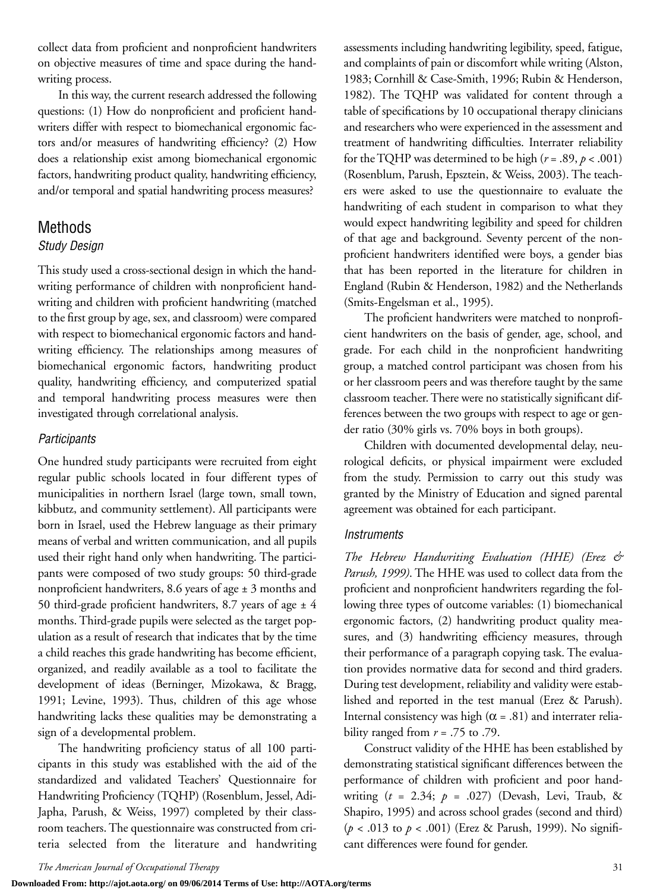collect data from proficient and nonproficient handwriters on objective measures of time and space during the handwriting process.

In this way, the current research addressed the following questions: (1) How do nonproficient and proficient handwriters differ with respect to biomechanical ergonomic factors and/or measures of handwriting efficiency? (2) How does a relationship exist among biomechanical ergonomic factors, handwriting product quality, handwriting efficiency, and/or temporal and spatial handwriting process measures?

## Methods

### *Study Design*

This study used a cross-sectional design in which the handwriting performance of children with nonproficient handwriting and children with proficient handwriting (matched to the first group by age, sex, and classroom) were compared with respect to biomechanical ergonomic factors and handwriting efficiency. The relationships among measures of biomechanical ergonomic factors, handwriting product quality, handwriting efficiency, and computerized spatial and temporal handwriting process measures were then investigated through correlational analysis.

### *Participants*

One hundred study participants were recruited from eight regular public schools located in four different types of municipalities in northern Israel (large town, small town, kibbutz, and community settlement). All participants were born in Israel, used the Hebrew language as their primary means of verbal and written communication, and all pupils used their right hand only when handwriting. The participants were composed of two study groups: 50 third-grade nonproficient handwriters, 8.6 years of age ± 3 months and 50 third-grade proficient handwriters, 8.7 years of age ± 4 months. Third-grade pupils were selected as the target population as a result of research that indicates that by the time a child reaches this grade handwriting has become efficient, organized, and readily available as a tool to facilitate the development of ideas (Berninger, Mizokawa, & Bragg, 1991; Levine, 1993). Thus, children of this age whose handwriting lacks these qualities may be demonstrating a sign of a developmental problem.

The handwriting proficiency status of all 100 participants in this study was established with the aid of the standardized and validated Teachers' Questionnaire for Handwriting Proficiency (TQHP) (Rosenblum, Jessel, Adi-Japha, Parush, & Weiss, 1997) completed by their classroom teachers. The questionnaire was constructed from criteria selected from the literature and handwriting assessments including handwriting legibility, speed, fatigue, and complaints of pain or discomfort while writing (Alston, 1983; Cornhill & Case-Smith, 1996; Rubin & Henderson, 1982). The TQHP was validated for content through a table of specifications by 10 occupational therapy clinicians and researchers who were experienced in the assessment and treatment of handwriting difficulties. Interrater reliability for the TQHP was determined to be high ($r = .89$, $p < .001$) (Rosenblum, Parush, Epsztein, & Weiss, 2003). The teachers were asked to use the questionnaire to evaluate the handwriting of each student in comparison to what they would expect handwriting legibility and speed for children of that age and background. Seventy percent of the nonproficient handwriters identified were boys, a gender bias that has been reported in the literature for children in England (Rubin & Henderson, 1982) and the Netherlands (Smits-Engelsman et al., 1995).

The proficient handwriters were matched to nonproficient handwriters on the basis of gender, age, school, and grade. For each child in the nonproficient handwriting group, a matched control participant was chosen from his or her classroom peers and was therefore taught by the same classroom teacher. There were no statistically significant differences between the two groups with respect to age or gender ratio (30% girls vs. 70% boys in both groups).

Children with documented developmental delay, neurological deficits, or physical impairment were excluded from the study. Permission to carry out this study was granted by the Ministry of Education and signed parental agreement was obtained for each participant.

### *Instruments*

*The Hebrew Handwriting Evaluation (HHE) (Erez & Parush, 1999).* The HHE was used to collect data from the proficient and nonproficient handwriters regarding the following three types of outcome variables: (1) biomechanical ergonomic factors, (2) handwriting product quality measures, and (3) handwriting efficiency measures, through their performance of a paragraph copying task. The evaluation provides normative data for second and third graders. During test development, reliability and validity were established and reported in the test manual (Erez & Parush). Internal consistency was high ($\alpha = .81$) and interrater reliability ranged from $r = .75$ to .79.

Construct validity of the HHE has been established by demonstrating statistical significant differences between the performance of children with proficient and poor handwriting ($t = 2.34$; $p = .027$) (Devash, Levi, Traub, & Shapiro, 1995) and across school grades (second and third) ($p < .013$ to $p < .001$) (Erez & Parush, 1999). No significant differences were found for gender.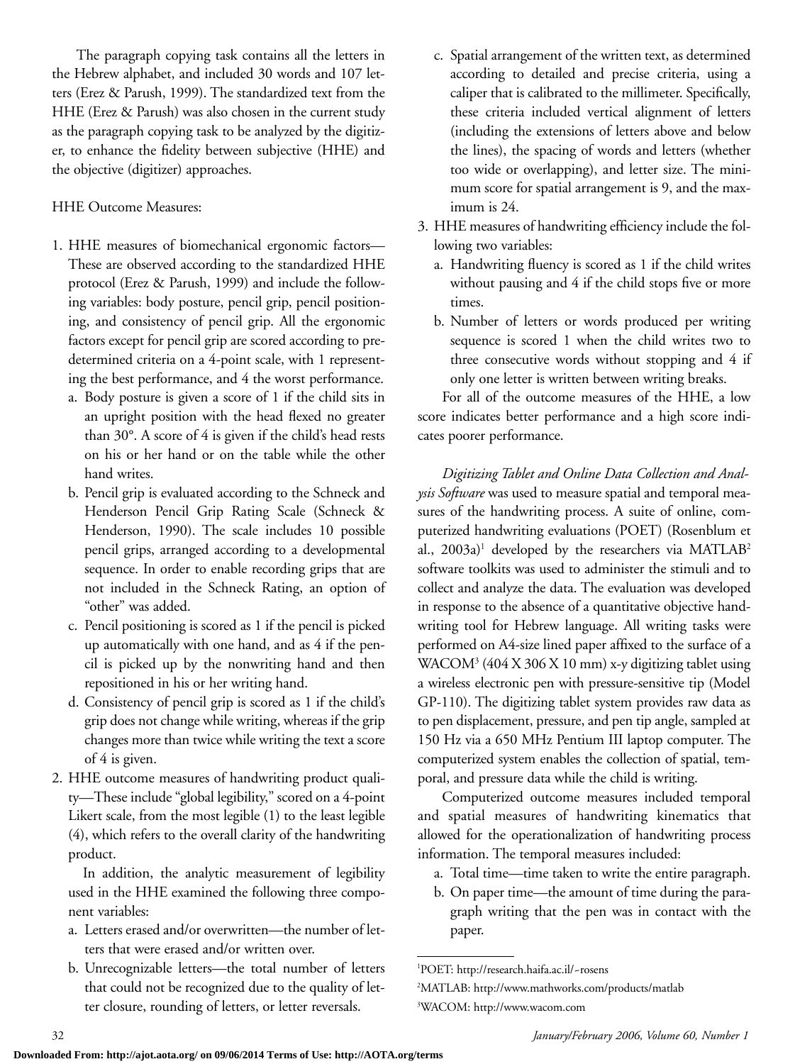The paragraph copying task contains all the letters in the Hebrew alphabet, and included 30 words and 107 letters (Erez & Parush, 1999). The standardized text from the HHE (Erez & Parush) was also chosen in the current study as the paragraph copying task to be analyzed by the digitizer, to enhance the fidelity between subjective (HHE) and the objective (digitizer) approaches.

HHE Outcome Measures:

1. HHE measures of biomechanical ergonomic factors—These are observed according to the standardized HHE protocol (Erez & Parush, 1999) and include the following variables: body posture, pencil grip, pencil positioning, and consistency of pencil grip. All the ergonomic factors except for pencil grip are scored according to predetermined criteria on a 4-point scale, with 1 representing the best performance, and 4 the worst performance.
   a. Body posture is given a score of 1 if the child sits in an upright position with the head flexed no greater than 30°. A score of 4 is given if the child's head rests on his or her hand or on the table while the other hand writes.
   b. Pencil grip is evaluated according to the Schneck and Henderson Pencil Grip Rating Scale (Schneck & Henderson, 1990). The scale includes 10 possible pencil grips, arranged according to a developmental sequence. In order to enable recording grips that are not included in the Schneck Rating, an option of "other" was added.
   c. Pencil positioning is scored as 1 if the pencil is picked up automatically with one hand, and as 4 if the pencil is picked up by the nonwriting hand and then repositioned in his or her writing hand.
   d. Consistency of pencil grip is scored as 1 if the child's grip does not change while writing, whereas if the grip changes more than twice while writing the text a score of 4 is given.
2. HHE outcome measures of handwriting product quality—These include "global legibility," scored on a 4-point Likert scale, from the most legible (1) to the least legible (4), which refers to the overall clarity of the handwriting product.

   In addition, the analytic measurement of legibility used in the HHE examined the following three component variables:
   a. Letters erased and/or overwritten—the number of letters that were erased and/or written over.
   b. Unrecognizable letters—the total number of letters that could not be recognized due to the quality of letter closure, rounding of letters, or letter reversals.
   c. Spatial arrangement of the written text, as determined according to detailed and precise criteria, using a caliper that is calibrated to the millimeter. Specifically, these criteria included vertical alignment of letters (including the extensions of letters above and below the lines), the spacing of words and letters (whether too wide or overlapping), and letter size. The minimum score for spatial arrangement is 9, and the maximum is 24.
3. HHE measures of handwriting efficiency include the following two variables:
   a. Handwriting fluency is scored as 1 if the child writes without pausing and 4 if the child stops five or more times.
   b. Number of letters or words produced per writing sequence is scored 1 when the child writes two to three consecutive words without stopping and 4 if only one letter is written between writing breaks.

   For all of the outcome measures of the HHE, a low score indicates better performance and a high score indicates poorer performance.

*Digitizing Tablet and Online Data Collection and Analysis Software* was used to measure spatial and temporal measures of the handwriting process. A suite of online, computerized handwriting evaluations (POET) (Rosenblum et al., 2003a)[1] developed by the researchers via MATLAB[2] software toolkits was used to administer the stimuli and to collect and analyze the data. The evaluation was developed in response to the absence of a quantitative objective handwriting tool for Hebrew language. All writing tasks were performed on A4-size lined paper affixed to the surface of a WACOM[3] (404 X 306 X 10 mm) x-y digitizing tablet using a wireless electronic pen with pressure-sensitive tip (Model GP-110). The digitizing tablet system provides raw data as to pen displacement, pressure, and pen tip angle, sampled at 150 Hz via a 650 MHz Pentium III laptop computer. The computerized system enables the collection of spatial, temporal, and pressure data while the child is writing.

Computerized outcome measures included temporal and spatial measures of handwriting kinematics that allowed for the operationalization of handwriting process information. The temporal measures included:

a. Total time—time taken to write the entire paragraph.
b. On paper time—the amount of time during the paragraph writing that the pen was in contact with the paper.

[1]POET: http://research.haifa.ac.il/~rosens

[2]MATLAB: http://www.mathworks.com/products/matlab

[3]WACOM: http://www.wacom.com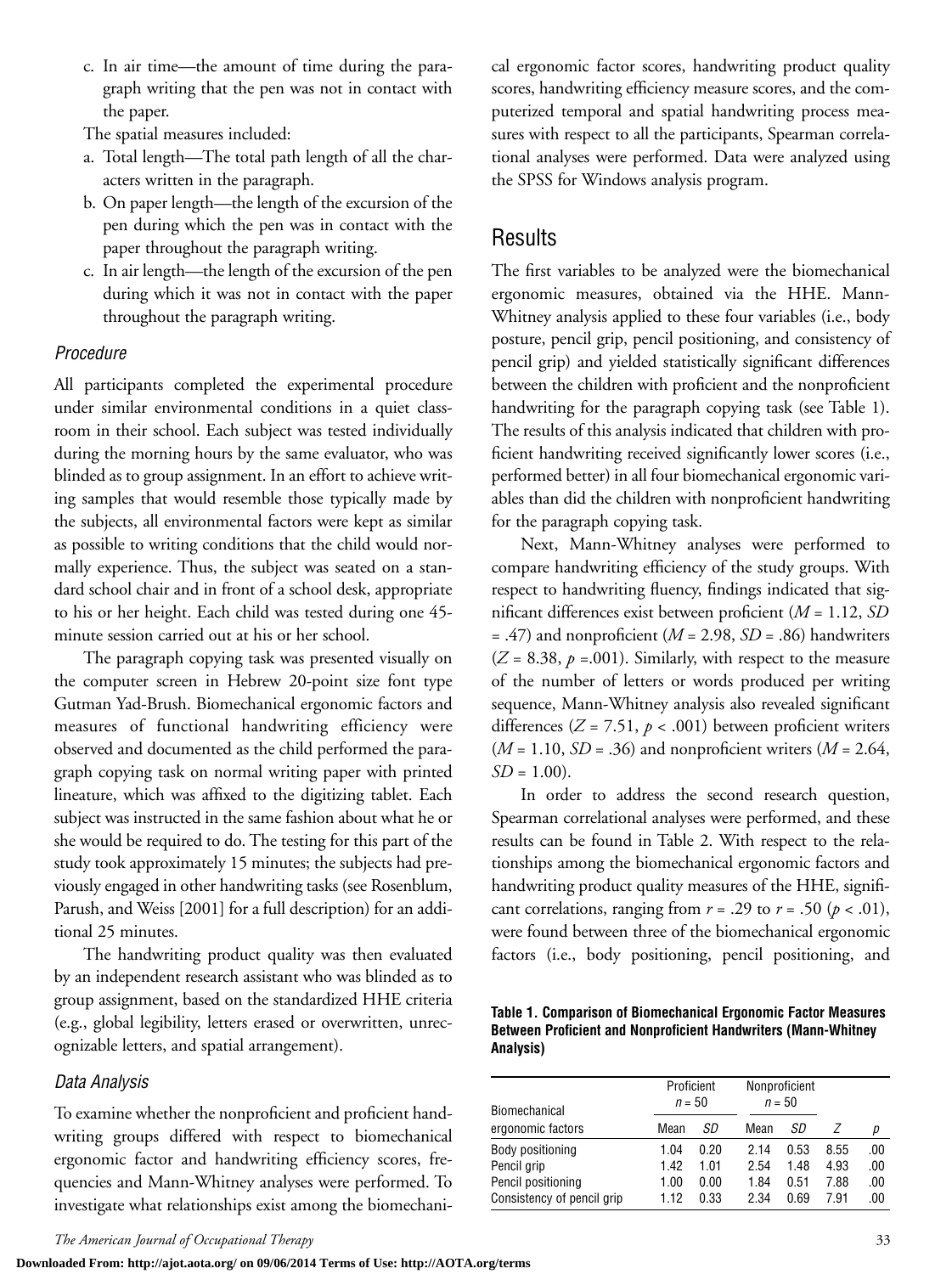c. In air time—the amount of time during the paragraph writing that the pen was not in contact with the paper.

The spatial measures included:

a. Total length—The total path length of all the characters written in the paragraph.
b. On paper length—the length of the excursion of the pen during which the pen was in contact with the paper throughout the paragraph writing.
c. In air length—the length of the excursion of the pen during which it was not in contact with the paper throughout the paragraph writing.

### *Procedure*

All participants completed the experimental procedure under similar environmental conditions in a quiet classroom in their school. Each subject was tested individually during the morning hours by the same evaluator, who was blinded as to group assignment. In an effort to achieve writing samples that would resemble those typically made by the subjects, all environmental factors were kept as similar as possible to writing conditions that the child would normally experience. Thus, the subject was seated on a standard school chair and in front of a school desk, appropriate to his or her height. Each child was tested during one 45-minute session carried out at his or her school.

The paragraph copying task was presented visually on the computer screen in Hebrew 20-point size font type Gutman Yad-Brush. Biomechanical ergonomic factors and measures of functional handwriting efficiency were observed and documented as the child performed the paragraph copying task on normal writing paper with printed lineature, which was affixed to the digitizing tablet. Each subject was instructed in the same fashion about what he or she would be required to do. The testing for this part of the study took approximately 15 minutes; the subjects had previously engaged in other handwriting tasks (see Rosenblum, Parush, and Weiss [2001] for a full description) for an additional 25 minutes.

The handwriting product quality was then evaluated by an independent research assistant who was blinded as to group assignment, based on the standardized HHE criteria (e.g., global legibility, letters erased or overwritten, unrecognizable letters, and spatial arrangement).

### *Data Analysis*

To examine whether the nonproficient and proficient handwriting groups differed with respect to biomechanical ergonomic factor and handwriting efficiency scores, frequencies and Mann-Whitney analyses were performed. To investigate what relationships exist among the biomechanical ergonomic factor scores, handwriting product quality scores, handwriting efficiency measure scores, and the computerized temporal and spatial handwriting process measures with respect to all the participants, Spearman correlational analyses were performed. Data were analyzed using the SPSS for Windows analysis program.

## Results

The first variables to be analyzed were the biomechanical ergonomic measures, obtained via the HHE. Mann-Whitney analysis applied to these four variables (i.e., body posture, pencil grip, pencil positioning, and consistency of pencil grip) and yielded statistically significant differences between the children with proficient and the nonproficient handwriting for the paragraph copying task (see Table 1). The results of this analysis indicated that children with proficient handwriting received significantly lower scores (i.e., performed better) in all four biomechanical ergonomic variables than did the children with nonproficient handwriting for the paragraph copying task.

Next, Mann-Whitney analyses were performed to compare handwriting efficiency of the study groups. With respect to handwriting fluency, findings indicated that significant differences exist between proficient ($M$ = 1.12, $SD$ = .47) and nonproficient ($M$ = 2.98, $SD$ = .86) handwriters ($Z$ = 8.38, $p$ =.001). Similarly, with respect to the measure of the number of letters or words produced per writing sequence, Mann-Whitney analysis also revealed significant differences ($Z$ = 7.51, $p$ < .001) between proficient writers ($M$ = 1.10, $SD$ = .36) and nonproficient writers ($M$ = 2.64, $SD$ = 1.00).

In order to address the second research question, Spearman correlational analyses were performed, and these results can be found in Table 2. With respect to the relationships among the biomechanical ergonomic factors and handwriting product quality measures of the HHE, significant correlations, ranging from $r$ = .29 to $r$ = .50 ($p$ < .01), were found between three of the biomechanical ergonomic factors (i.e., body positioning, pencil positioning, and

**Table 1. Comparison of Biomechanical Ergonomic Factor Measures Between Proficient and Nonproficient Handwriters (Mann-Whitney Analysis)**

| Biomechanical ergonomic factors | Proficient $n$ = 50 | | Nonproficient $n$ = 50 | | | |
|---|---|---|---|---|---|---|
| | Mean | $SD$ | Mean | $SD$ | $Z$ | $p$ |
| Body positioning | 1.04 | 0.20 | 2.14 | 0.53 | 8.55 | .00 |
| Pencil grip | 1.42 | 1.01 | 2.54 | 1.48 | 4.93 | .00 |
| Pencil positioning | 1.00 | 0.00 | 1.84 | 0.51 | 7.88 | .00 |
| Consistency of pencil grip | 1.12 | 0.33 | 2.34 | 0.69 | 7.91 | .00 |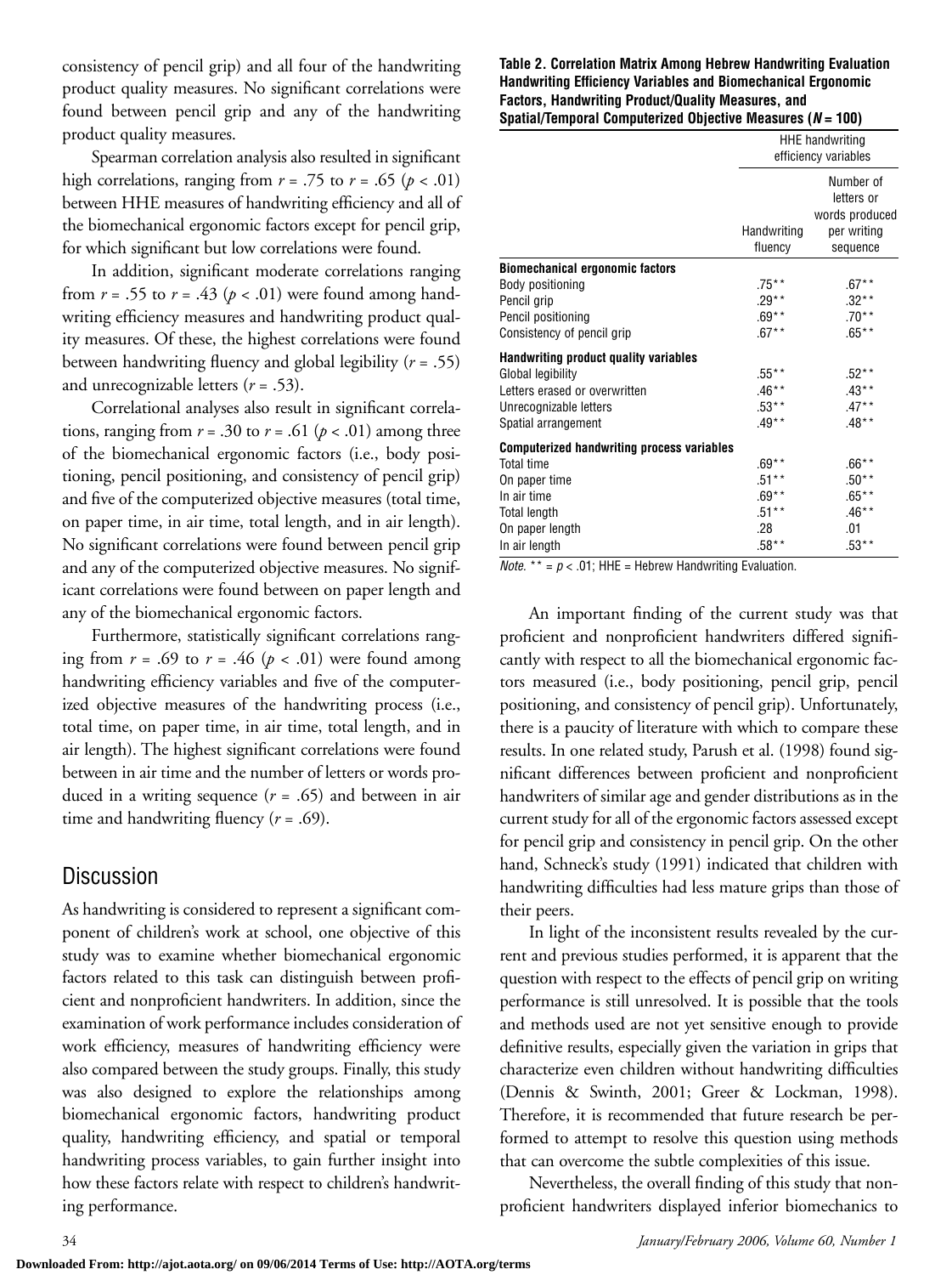consistency of pencil grip) and all four of the handwriting product quality measures. No significant correlations were found between pencil grip and any of the handwriting product quality measures.

Spearman correlation analysis also resulted in significant high correlations, ranging from $r = .75$ to $r = .65$ ($p < .01$) between HHE measures of handwriting efficiency and all of the biomechanical ergonomic factors except for pencil grip, for which significant but low correlations were found.

In addition, significant moderate correlations ranging from $r = .55$ to $r = .43$ ($p < .01$) were found among handwriting efficiency measures and handwriting product quality measures. Of these, the highest correlations were found between handwriting fluency and global legibility ($r = .55$) and unrecognizable letters ($r = .53$).

Correlational analyses also result in significant correlations, ranging from $r = .30$ to $r = .61$ ($p < .01$) among three of the biomechanical ergonomic factors (i.e., body positioning, pencil positioning, and consistency of pencil grip) and five of the computerized objective measures (total time, on paper time, in air time, total length, and in air length). No significant correlations were found between pencil grip and any of the computerized objective measures. No significant correlations were found between on paper length and any of the biomechanical ergonomic factors.

Furthermore, statistically significant correlations ranging from $r = .69$ to $r = .46$ ($p < .01$) were found among handwriting efficiency variables and five of the computerized objective measures of the handwriting process (i.e., total time, on paper time, in air time, total length, and in air length). The highest significant correlations were found between in air time and the number of letters or words produced in a writing sequence ($r = .65$) and between in air time and handwriting fluency ($r = .69$).

**Table 2. Correlation Matrix Among Hebrew Handwriting Evaluation Handwriting Efficiency Variables and Biomechanical Ergonomic Factors, Handwriting Product/Quality Measures, and Spatial/Temporal Computerized Objective Measures (*N* = 100)**

| | HHE handwriting efficiency variables | |
|---|---|---|
| | Handwriting fluency | Number of letters or words produced per writing sequence |
| **Biomechanical ergonomic factors** | | |
| Body positioning | .75** | .67** |
| Pencil grip | .29** | .32** |
| Pencil positioning | .69** | .70** |
| Consistency of pencil grip | .67** | .65** |
| **Handwriting product quality variables** | | |
| Global legibility | .55** | .52** |
| Letters erased or overwritten | .46** | .43** |
| Unrecognizable letters | .53** | .47** |
| Spatial arrangement | .49** | .48** |
| **Computerized handwriting process variables** | | |
| Total time | .69** | .66** |
| On paper time | .51** | .50** |
| In air time | .69** | .65** |
| Total length | .51** | .46** |
| On paper length | .28 | .01 |
| In air length | .58** | .53** |

*Note.* ** = $p < .01$; HHE = Hebrew Handwriting Evaluation.

## Discussion

As handwriting is considered to represent a significant component of children's work at school, one objective of this study was to examine whether biomechanical ergonomic factors related to this task can distinguish between proficient and nonproficient handwriters. In addition, since the examination of work performance includes consideration of work efficiency, measures of handwriting efficiency were also compared between the study groups. Finally, this study was also designed to explore the relationships among biomechanical ergonomic factors, handwriting product quality, handwriting efficiency, and spatial or temporal handwriting process variables, to gain further insight into how these factors relate with respect to children's handwriting performance.

An important finding of the current study was that proficient and nonproficient handwriters differed significantly with respect to all the biomechanical ergonomic factors measured (i.e., body positioning, pencil grip, pencil positioning, and consistency of pencil grip). Unfortunately, there is a paucity of literature with which to compare these results. In one related study, Parush et al. (1998) found significant differences between proficient and nonproficient handwriters of similar age and gender distributions as in the current study for all of the ergonomic factors assessed except for pencil grip and consistency in pencil grip. On the other hand, Schneck's study (1991) indicated that children with handwriting difficulties had less mature grips than those of their peers.

In light of the inconsistent results revealed by the current and previous studies performed, it is apparent that the question with respect to the effects of pencil grip on writing performance is still unresolved. It is possible that the tools and methods used are not yet sensitive enough to provide definitive results, especially given the variation in grips that characterize even children without handwriting difficulties (Dennis & Swinth, 2001; Greer & Lockman, 1998). Therefore, it is recommended that future research be performed to attempt to resolve this question using methods that can overcome the subtle complexities of this issue.

Nevertheless, the overall finding of this study that nonproficient handwriters displayed inferior biomechanics to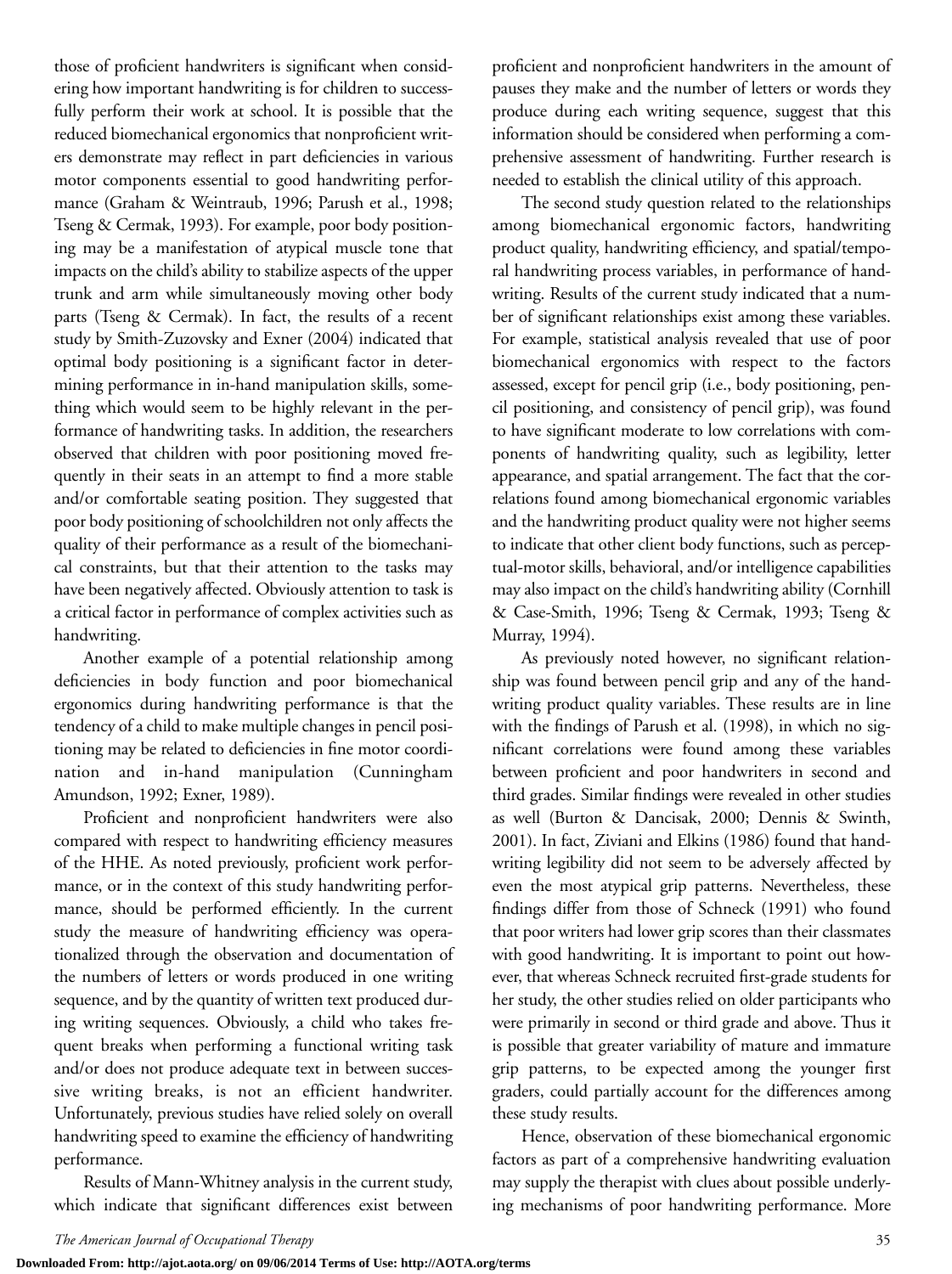those of proficient handwriters is significant when considering how important handwriting is for children to successfully perform their work at school. It is possible that the reduced biomechanical ergonomics that nonproficient writers demonstrate may reflect in part deficiencies in various motor components essential to good handwriting performance (Graham & Weintraub, 1996; Parush et al., 1998; Tseng & Cermak, 1993). For example, poor body positioning may be a manifestation of atypical muscle tone that impacts on the child's ability to stabilize aspects of the upper trunk and arm while simultaneously moving other body parts (Tseng & Cermak). In fact, the results of a recent study by Smith-Zuzovsky and Exner (2004) indicated that optimal body positioning is a significant factor in determining performance in in-hand manipulation skills, something which would seem to be highly relevant in the performance of handwriting tasks. In addition, the researchers observed that children with poor positioning moved frequently in their seats in an attempt to find a more stable and/or comfortable seating position. They suggested that poor body positioning of schoolchildren not only affects the quality of their performance as a result of the biomechanical constraints, but that their attention to the tasks may have been negatively affected. Obviously attention to task is a critical factor in performance of complex activities such as handwriting.

Another example of a potential relationship among deficiencies in body function and poor biomechanical ergonomics during handwriting performance is that the tendency of a child to make multiple changes in pencil positioning may be related to deficiencies in fine motor coordination and in-hand manipulation (Cunningham Amundson, 1992; Exner, 1989).

Proficient and nonproficient handwriters were also compared with respect to handwriting efficiency measures of the HHE. As noted previously, proficient work performance, or in the context of this study handwriting performance, should be performed efficiently. In the current study the measure of handwriting efficiency was operationalized through the observation and documentation of the numbers of letters or words produced in one writing sequence, and by the quantity of written text produced during writing sequences. Obviously, a child who takes frequent breaks when performing a functional writing task and/or does not produce adequate text in between successive writing breaks, is not an efficient handwriter. Unfortunately, previous studies have relied solely on overall handwriting speed to examine the efficiency of handwriting performance.

Results of Mann-Whitney analysis in the current study, which indicate that significant differences exist between proficient and nonproficient handwriters in the amount of pauses they make and the number of letters or words they produce during each writing sequence, suggest that this information should be considered when performing a comprehensive assessment of handwriting. Further research is needed to establish the clinical utility of this approach.

The second study question related to the relationships among biomechanical ergonomic factors, handwriting product quality, handwriting efficiency, and spatial/temporal handwriting process variables, in performance of handwriting. Results of the current study indicated that a number of significant relationships exist among these variables. For example, statistical analysis revealed that use of poor biomechanical ergonomics with respect to the factors assessed, except for pencil grip (i.e., body positioning, pencil positioning, and consistency of pencil grip), was found to have significant moderate to low correlations with components of handwriting quality, such as legibility, letter appearance, and spatial arrangement. The fact that the correlations found among biomechanical ergonomic variables and the handwriting product quality were not higher seems to indicate that other client body functions, such as perceptual-motor skills, behavioral, and/or intelligence capabilities may also impact on the child's handwriting ability (Cornhill & Case-Smith, 1996; Tseng & Cermak, 1993; Tseng & Murray, 1994).

As previously noted however, no significant relationship was found between pencil grip and any of the handwriting product quality variables. These results are in line with the findings of Parush et al. (1998), in which no significant correlations were found among these variables between proficient and poor handwriters in second and third grades. Similar findings were revealed in other studies as well (Burton & Dancisak, 2000; Dennis & Swinth, 2001). In fact, Ziviani and Elkins (1986) found that handwriting legibility did not seem to be adversely affected by even the most atypical grip patterns. Nevertheless, these findings differ from those of Schneck (1991) who found that poor writers had lower grip scores than their classmates with good handwriting. It is important to point out however, that whereas Schneck recruited first-grade students for her study, the other studies relied on older participants who were primarily in second or third grade and above. Thus it is possible that greater variability of mature and immature grip patterns, to be expected among the younger first graders, could partially account for the differences among these study results.

Hence, observation of these biomechanical ergonomic factors as part of a comprehensive handwriting evaluation may supply the therapist with clues about possible underlying mechanisms of poor handwriting performance. More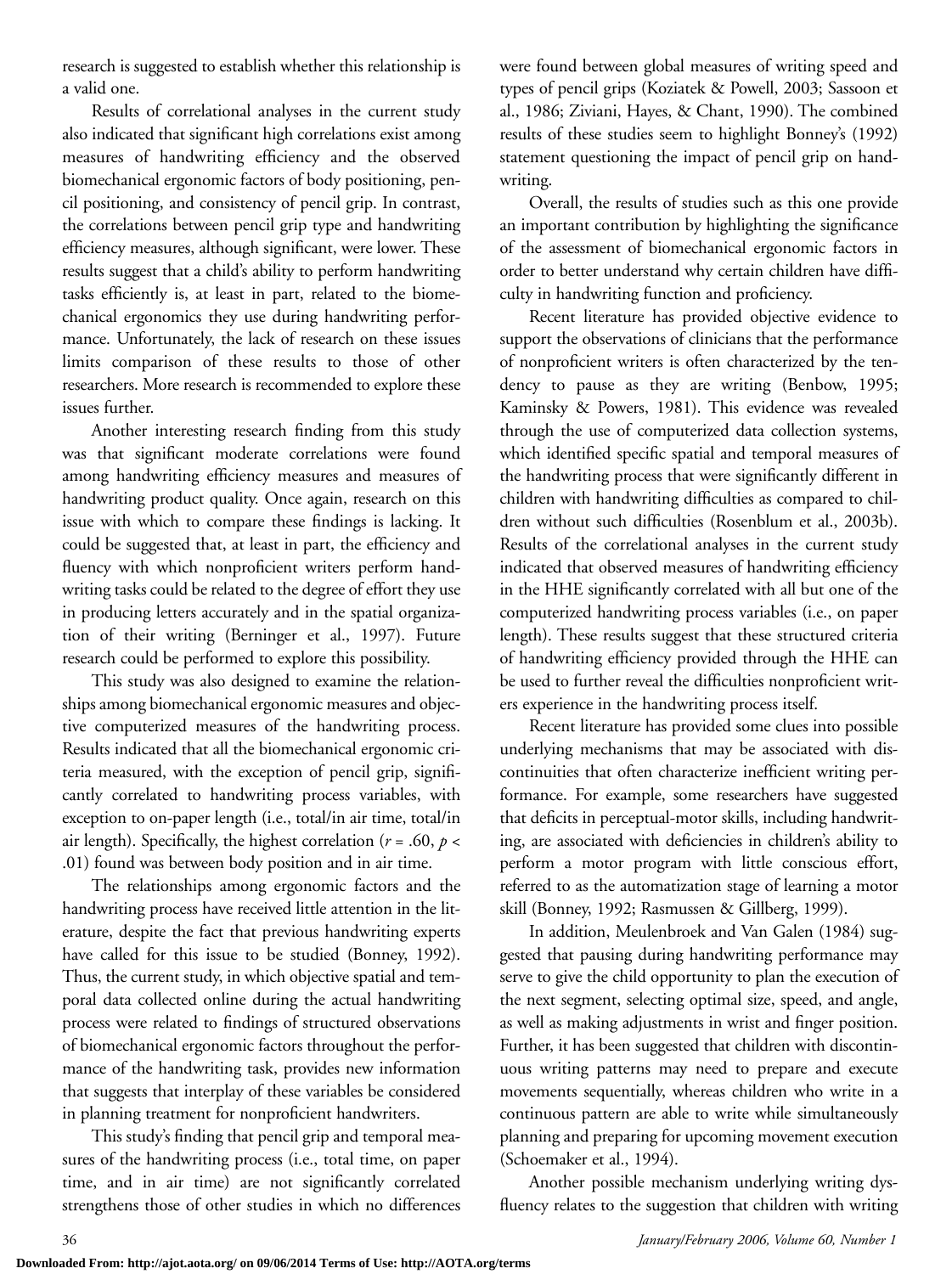research is suggested to establish whether this relationship is a valid one.

Results of correlational analyses in the current study also indicated that significant high correlations exist among measures of handwriting efficiency and the observed biomechanical ergonomic factors of body positioning, pencil positioning, and consistency of pencil grip. In contrast, the correlations between pencil grip type and handwriting efficiency measures, although significant, were lower. These results suggest that a child's ability to perform handwriting tasks efficiently is, at least in part, related to the biomechanical ergonomics they use during handwriting performance. Unfortunately, the lack of research on these issues limits comparison of these results to those of other researchers. More research is recommended to explore these issues further.

Another interesting research finding from this study was that significant moderate correlations were found among handwriting efficiency measures and measures of handwriting product quality. Once again, research on this issue with which to compare these findings is lacking. It could be suggested that, at least in part, the efficiency and fluency with which nonproficient writers perform handwriting tasks could be related to the degree of effort they use in producing letters accurately and in the spatial organization of their writing (Berninger et al., 1997). Future research could be performed to explore this possibility.

This study was also designed to examine the relationships among biomechanical ergonomic measures and objective computerized measures of the handwriting process. Results indicated that all the biomechanical ergonomic criteria measured, with the exception of pencil grip, significantly correlated to handwriting process variables, with exception to on-paper length (i.e., total/in air time, total/in air length). Specifically, the highest correlation ($r = .60$, $p < .01$) found was between body position and in air time.

The relationships among ergonomic factors and the handwriting process have received little attention in the literature, despite the fact that previous handwriting experts have called for this issue to be studied (Bonney, 1992). Thus, the current study, in which objective spatial and temporal data collected online during the actual handwriting process were related to findings of structured observations of biomechanical ergonomic factors throughout the performance of the handwriting task, provides new information that suggests that interplay of these variables be considered in planning treatment for nonproficient handwriters.

This study's finding that pencil grip and temporal measures of the handwriting process (i.e., total time, on paper time, and in air time) are not significantly correlated strengthens those of other studies in which no differences were found between global measures of writing speed and types of pencil grips (Koziatek & Powell, 2003; Sassoon et al., 1986; Ziviani, Hayes, & Chant, 1990). The combined results of these studies seem to highlight Bonney's (1992) statement questioning the impact of pencil grip on handwriting.

Overall, the results of studies such as this one provide an important contribution by highlighting the significance of the assessment of biomechanical ergonomic factors in order to better understand why certain children have difficulty in handwriting function and proficiency.

Recent literature has provided objective evidence to support the observations of clinicians that the performance of nonproficient writers is often characterized by the tendency to pause as they are writing (Benbow, 1995; Kaminsky & Powers, 1981). This evidence was revealed through the use of computerized data collection systems, which identified specific spatial and temporal measures of the handwriting process that were significantly different in children with handwriting difficulties as compared to children without such difficulties (Rosenblum et al., 2003b). Results of the correlational analyses in the current study indicated that observed measures of handwriting efficiency in the HHE significantly correlated with all but one of the computerized handwriting process variables (i.e., on paper length). These results suggest that these structured criteria of handwriting efficiency provided through the HHE can be used to further reveal the difficulties nonproficient writers experience in the handwriting process itself.

Recent literature has provided some clues into possible underlying mechanisms that may be associated with discontinuities that often characterize inefficient writing performance. For example, some researchers have suggested that deficits in perceptual-motor skills, including handwriting, are associated with deficiencies in children's ability to perform a motor program with little conscious effort, referred to as the automatization stage of learning a motor skill (Bonney, 1992; Rasmussen & Gillberg, 1999).

In addition, Meulenbroek and Van Galen (1984) suggested that pausing during handwriting performance may serve to give the child opportunity to plan the execution of the next segment, selecting optimal size, speed, and angle, as well as making adjustments in wrist and finger position. Further, it has been suggested that children with discontinuous writing patterns may need to prepare and execute movements sequentially, whereas children who write in a continuous pattern are able to write while simultaneously planning and preparing for upcoming movement execution (Schoemaker et al., 1994).

Another possible mechanism underlying writing dysfluency relates to the suggestion that children with writing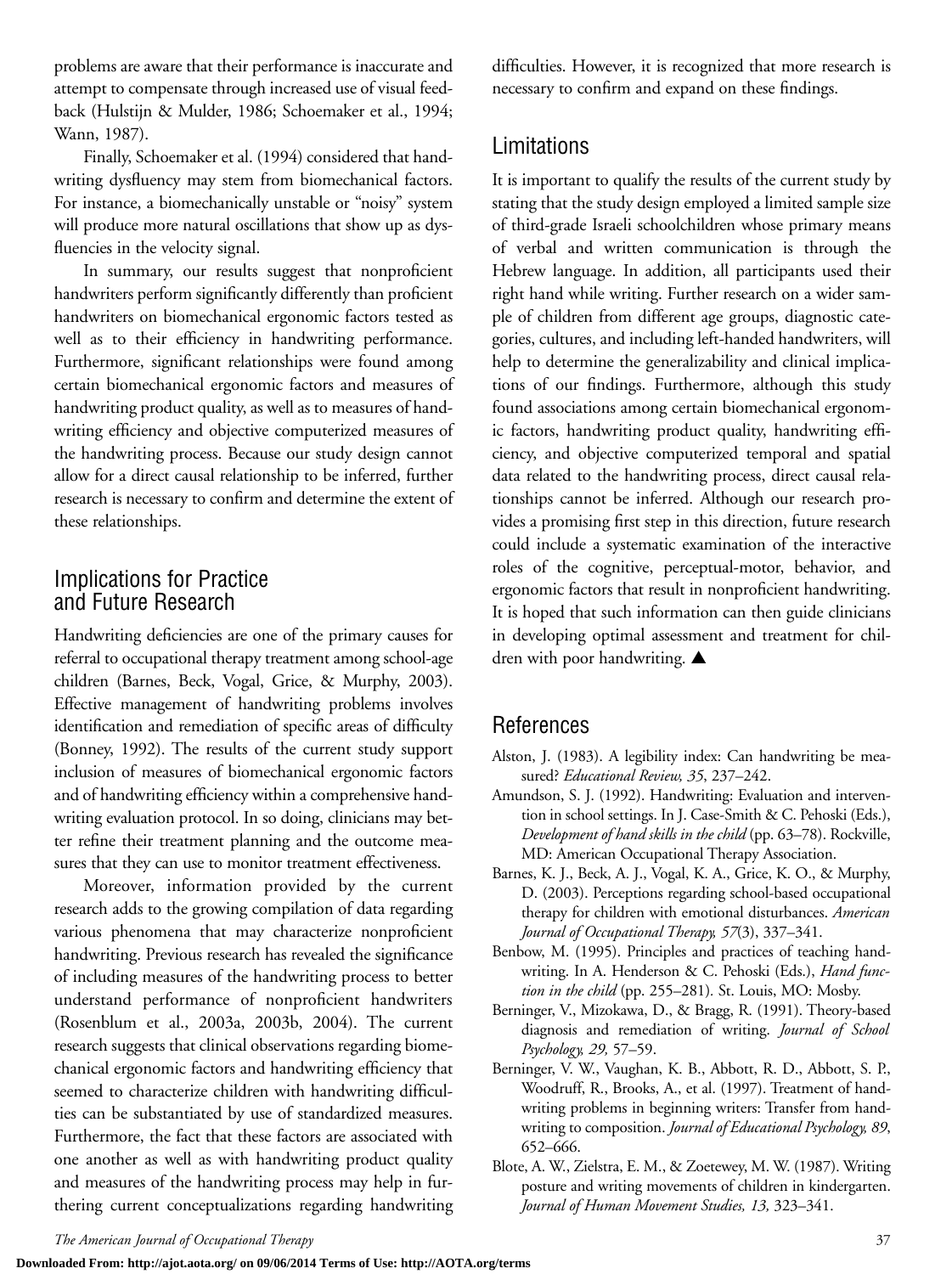problems are aware that their performance is inaccurate and attempt to compensate through increased use of visual feedback (Hulstijn & Mulder, 1986; Schoemaker et al., 1994; Wann, 1987).

Finally, Schoemaker et al. (1994) considered that handwriting dysfluency may stem from biomechanical factors. For instance, a biomechanically unstable or "noisy" system will produce more natural oscillations that show up as dysfluencies in the velocity signal.

In summary, our results suggest that nonproficient handwriters perform significantly differently than proficient handwriters on biomechanical ergonomic factors tested as well as to their efficiency in handwriting performance. Furthermore, significant relationships were found among certain biomechanical ergonomic factors and measures of handwriting product quality, as well as to measures of handwriting efficiency and objective computerized measures of the handwriting process. Because our study design cannot allow for a direct causal relationship to be inferred, further research is necessary to confirm and determine the extent of these relationships.

## Implications for Practice and Future Research

Handwriting deficiencies are one of the primary causes for referral to occupational therapy treatment among school-age children (Barnes, Beck, Vogal, Grice, & Murphy, 2003). Effective management of handwriting problems involves identification and remediation of specific areas of difficulty (Bonney, 1992). The results of the current study support inclusion of measures of biomechanical ergonomic factors and of handwriting efficiency within a comprehensive handwriting evaluation protocol. In so doing, clinicians may better refine their treatment planning and the outcome measures that they can use to monitor treatment effectiveness.

Moreover, information provided by the current research adds to the growing compilation of data regarding various phenomena that may characterize nonproficient handwriting. Previous research has revealed the significance of including measures of the handwriting process to better understand performance of nonproficient handwriters (Rosenblum et al., 2003a, 2003b, 2004). The current research suggests that clinical observations regarding biomechanical ergonomic factors and handwriting efficiency that seemed to characterize children with handwriting difficulties can be substantiated by use of standardized measures. Furthermore, the fact that these factors are associated with one another as well as with handwriting product quality and measures of the handwriting process may help in furthering current conceptualizations regarding handwriting difficulties. However, it is recognized that more research is necessary to confirm and expand on these findings.

## Limitations

It is important to qualify the results of the current study by stating that the study design employed a limited sample size of third-grade Israeli schoolchildren whose primary means of verbal and written communication is through the Hebrew language. In addition, all participants used their right hand while writing. Further research on a wider sample of children from different age groups, diagnostic categories, cultures, and including left-handed handwriters, will help to determine the generalizability and clinical implications of our findings. Furthermore, although this study found associations among certain biomechanical ergonomic factors, handwriting product quality, handwriting efficiency, and objective computerized temporal and spatial data related to the handwriting process, direct causal relationships cannot be inferred. Although our research provides a promising first step in this direction, future research could include a systematic examination of the interactive roles of the cognitive, perceptual-motor, behavior, and ergonomic factors that result in nonproficient handwriting. It is hoped that such information can then guide clinicians in developing optimal assessment and treatment for children with poor handwriting. ▲

## References

Alston, J. (1983). A legibility index: Can handwriting be measured? *Educational Review, 35*, 237–242.

Amundson, S. J. (1992). Handwriting: Evaluation and intervention in school settings. In J. Case-Smith & C. Pehoski (Eds.), *Development of hand skills in the child* (pp. 63–78). Rockville, MD: American Occupational Therapy Association.

Barnes, K. J., Beck, A. J., Vogal, K. A., Grice, K. O., & Murphy, D. (2003). Perceptions regarding school-based occupational therapy for children with emotional disturbances. *American Journal of Occupational Therapy, 57*(3), 337–341.

Benbow, M. (1995). Principles and practices of teaching handwriting. In A. Henderson & C. Pehoski (Eds.), *Hand function in the child* (pp. 255–281). St. Louis, MO: Mosby.

Berninger, V., Mizokawa, D., & Bragg, R. (1991). Theory-based diagnosis and remediation of writing. *Journal of School Psychology, 29,* 57–59.

Berninger, V. W., Vaughan, K. B., Abbott, R. D., Abbott, S. P., Woodruff, R., Brooks, A., et al. (1997). Treatment of handwriting problems in beginning writers: Transfer from handwriting to composition. *Journal of Educational Psychology, 89*, 652–666.

Blote, A. W., Zielstra, E. M., & Zoetewey, M. W. (1987). Writing posture and writing movements of children in kindergarten. *Journal of Human Movement Studies, 13,* 323–341.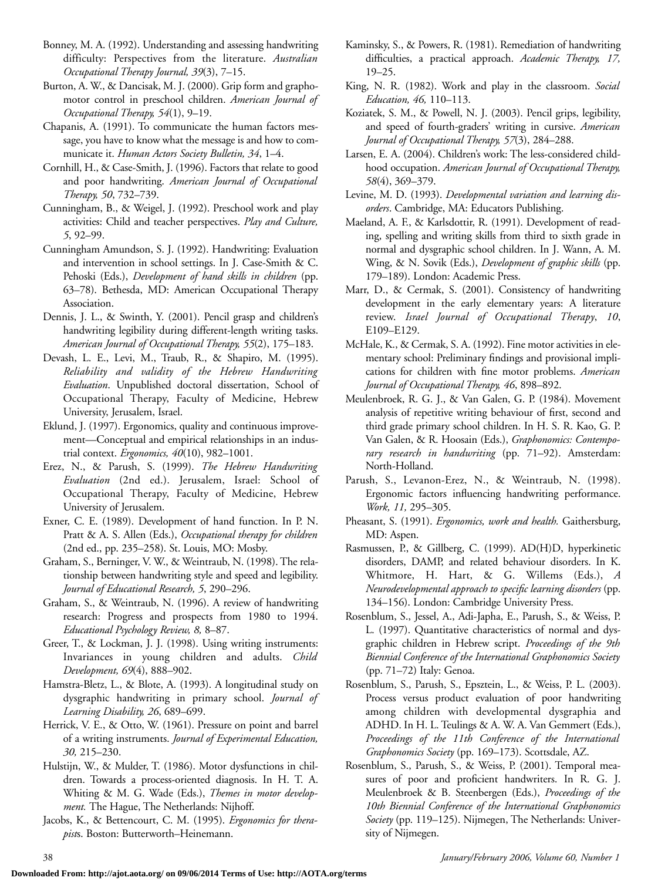Bonney, M. A. (1992). Understanding and assessing handwriting difficulty: Perspectives from the literature. *Australian Occupational Therapy Journal, 39*(3), 7–15.

Burton, A. W., & Dancisak, M. J. (2000). Grip form and graphomotor control in preschool children. *American Journal of Occupational Therapy, 54*(1), 9–19.

Chapanis, A. (1991). To communicate the human factors message, you have to know what the message is and how to communicate it. *Human Actors Society Bulletin, 34*, 1–4.

Cornhill, H., & Case-Smith, J. (1996). Factors that relate to good and poor handwriting. *American Journal of Occupational Therapy, 50*, 732–739.

Cunningham, B., & Weigel, J. (1992). Preschool work and play activities: Child and teacher perspectives. *Play and Culture, 5*, 92–99.

Cunningham Amundson, S. J. (1992). Handwriting: Evaluation and intervention in school settings. In J. Case-Smith & C. Pehoski (Eds.), *Development of hand skills in children* (pp. 63–78). Bethesda, MD: American Occupational Therapy Association.

Dennis, J. L., & Swinth, Y. (2001). Pencil grasp and children's handwriting legibility during different-length writing tasks. *American Journal of Occupational Therapy, 55*(2), 175–183.

Devash, L. E., Levi, M., Traub, R., & Shapiro, M. (1995). *Reliability and validity of the Hebrew Handwriting Evaluation*. Unpublished doctoral dissertation, School of Occupational Therapy, Faculty of Medicine, Hebrew University, Jerusalem, Israel.

Eklund, J. (1997). Ergonomics, quality and continuous improvement—Conceptual and empirical relationships in an industrial context. *Ergonomics, 40*(10), 982–1001.

Erez, N., & Parush, S. (1999). *The Hebrew Handwriting Evaluation* (2nd ed.). Jerusalem, Israel: School of Occupational Therapy, Faculty of Medicine, Hebrew University of Jerusalem.

Exner, C. E. (1989). Development of hand function. In P. N. Pratt & A. S. Allen (Eds.), *Occupational therapy for children* (2nd ed., pp. 235–258). St. Louis, MO: Mosby.

Graham, S., Berninger, V. W., & Weintraub, N. (1998). The relationship between handwriting style and speed and legibility. *Journal of Educational Research, 5*, 290–296.

Graham, S., & Weintraub, N. (1996). A review of handwriting research: Progress and prospects from 1980 to 1994. *Educational Psychology Review, 8,* 8–87.

Greer, T., & Lockman, J. J. (1998). Using writing instruments: Invariances in young children and adults. *Child Development, 69*(4), 888–902.

Hamstra-Bletz, L., & Blote, A. (1993). A longitudinal study on dysgraphic handwriting in primary school. *Journal of Learning Disability, 26*, 689–699.

Herrick, V. E., & Otto, W. (1961). Pressure on point and barrel of a writing instruments. *Journal of Experimental Education, 30,* 215–230.

Hulstijn, W., & Mulder, T. (1986). Motor dysfunctions in children. Towards a process-oriented diagnosis. In H. T. A. Whiting & M. G. Wade (Eds.), *Themes in motor development.* The Hague, The Netherlands: Nijhoff.

Jacobs, K., & Bettencourt, C. M. (1995). *Ergonomics for therapists*. Boston: Butterworth–Heinemann.

Kaminsky, S., & Powers, R. (1981). Remediation of handwriting difficulties, a practical approach. *Academic Therapy, 17,* 19–25.

King, N. R. (1982). Work and play in the classroom. *Social Education, 46,* 110–113.

Koziatek, S. M., & Powell, N. J. (2003). Pencil grips, legibility, and speed of fourth-graders' writing in cursive. *American Journal of Occupational Therapy, 57*(3), 284–288.

Larsen, E. A. (2004). Children's work: The less-considered childhood occupation. *American Journal of Occupational Therapy, 58*(4), 369–379.

Levine, M. D. (1993). *Developmental variation and learning disorders*. Cambridge, MA: Educators Publishing.

Maeland, A. F., & Karlsdottir, R. (1991). Development of reading, spelling and writing skills from third to sixth grade in normal and dysgraphic school children. In J. Wann, A. M. Wing, & N. Sovik (Eds.), *Development of graphic skills* (pp. 179–189). London: Academic Press.

Marr, D., & Cermak, S. (2001). Consistency of handwriting development in the early elementary years: A literature review. *Israel Journal of Occupational Therapy*, *10*, E109–E129.

McHale, K., & Cermak, S. A. (1992). Fine motor activities in elementary school: Preliminary findings and provisional implications for children with fine motor problems. *American Journal of Occupational Therapy, 46*, 898–892.

Meulenbroek, R. G. J., & Van Galen, G. P. (1984). Movement analysis of repetitive writing behaviour of first, second and third grade primary school children. In H. S. R. Kao, G. P. Van Galen, & R. Hoosain (Eds.), *Graphonomics: Contemporary research in handwriting* (pp. 71–92). Amsterdam: North-Holland.

Parush, S., Levanon-Erez, N., & Weintraub, N. (1998). Ergonomic factors influencing handwriting performance. *Work, 11,* 295–305.

Pheasant, S. (1991). *Ergonomics, work and health.* Gaithersburg, MD: Aspen.

Rasmussen, P., & Gillberg, C. (1999). AD(H)D, hyperkinetic disorders, DAMP, and related behaviour disorders. In K. Whitmore, H. Hart, & G. Willems (Eds.), *A Neurodevelopmental approach to specific learning disorders* (pp. 134–156). London: Cambridge University Press.

Rosenblum, S., Jessel, A., Adi-Japha, E., Parush, S., & Weiss, P. L. (1997). Quantitative characteristics of normal and dysgraphic children in Hebrew script. *Proceedings of the 9th Biennial Conference of the International Graphonomics Society* (pp. 71–72) Italy: Genoa.

Rosenblum, S., Parush, S., Epsztein, L., & Weiss, P. L. (2003). Process versus product evaluation of poor handwriting among children with developmental dysgraphia and ADHD. In H. L. Teulings & A. W. A. Van Gemmert (Eds.), *Proceedings of the 11th Conference of the International Graphonomics Society* (pp. 169–173). Scottsdale, AZ.

Rosenblum, S., Parush, S., & Weiss, P. (2001). Temporal measures of poor and proficient handwriters. In R. G. J. Meulenbroek & B. Steenbergen (Eds.), *Proceedings of the 10th Biennial Conference of the International Graphonomics Society* (pp. 119–125). Nijmegen, The Netherlands: University of Nijmegen.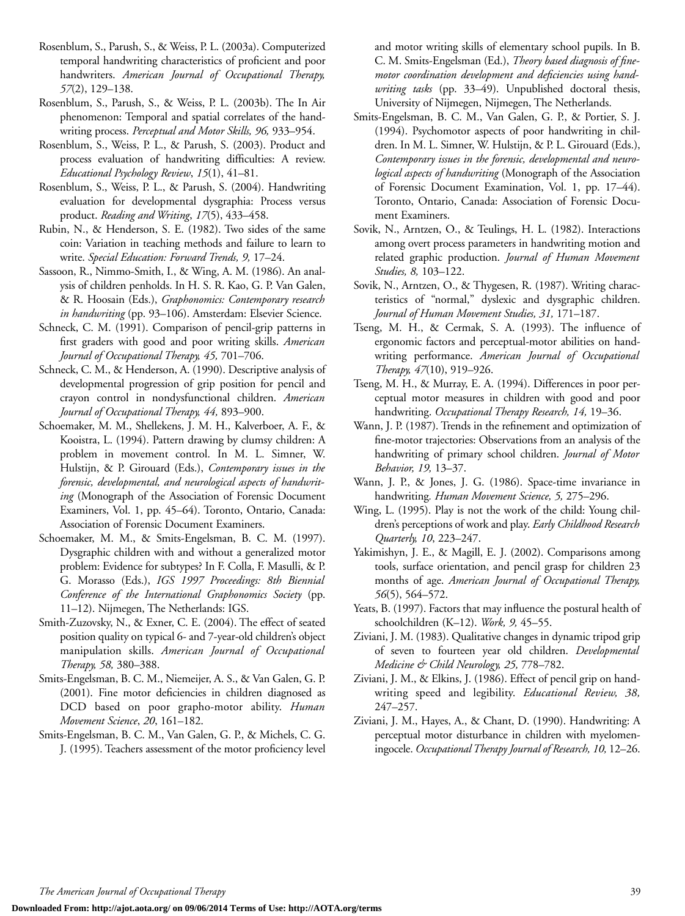Rosenblum, S., Parush, S., & Weiss, P. L. (2003a). Computerized temporal handwriting characteristics of proficient and poor handwriters. *American Journal of Occupational Therapy, 57*(2), 129–138.

Rosenblum, S., Parush, S., & Weiss, P. L. (2003b). The In Air phenomenon: Temporal and spatial correlates of the handwriting process. *Perceptual and Motor Skills, 96,* 933–954.

Rosenblum, S., Weiss, P. L., & Parush, S. (2003). Product and process evaluation of handwriting difficulties: A review. *Educational Psychology Review*, *15*(1), 41–81.

Rosenblum, S., Weiss, P. L., & Parush, S. (2004). Handwriting evaluation for developmental dysgraphia: Process versus product. *Reading and Writing*, *17*(5), 433–458.

Rubin, N., & Henderson, S. E. (1982). Two sides of the same coin: Variation in teaching methods and failure to learn to write. *Special Education: Forward Trends, 9,* 17–24.

Sassoon, R., Nimmo-Smith, I., & Wing, A. M. (1986). An analysis of children penholds. In H. S. R. Kao, G. P. Van Galen, & R. Hoosain (Eds.), *Graphonomics: Contemporary research in handwriting* (pp. 93–106). Amsterdam: Elsevier Science.

Schneck, C. M. (1991). Comparison of pencil-grip patterns in first graders with good and poor writing skills. *American Journal of Occupational Therapy, 45,* 701–706.

Schneck, C. M., & Henderson, A. (1990). Descriptive analysis of developmental progression of grip position for pencil and crayon control in nondysfunctional children. *American Journal of Occupational Therapy, 44,* 893–900.

Schoemaker, M. M., Shellekens, J. M. H., Kalverboer, A. F., & Kooistra, L. (1994). Pattern drawing by clumsy children: A problem in movement control. In M. L. Simner, W. Hulstijn, & P. Girouard (Eds.), *Contemporary issues in the forensic, developmental, and neurological aspects of handwriting* (Monograph of the Association of Forensic Document Examiners, Vol. 1, pp. 45–64). Toronto, Ontario, Canada: Association of Forensic Document Examiners.

Schoemaker, M. M., & Smits-Engelsman, B. C. M. (1997). Dysgraphic children with and without a generalized motor problem: Evidence for subtypes? In F. Colla, F. Masulli, & P. G. Morasso (Eds.), *IGS 1997 Proceedings: 8th Biennial Conference of the International Graphonomics Society* (pp. 11–12). Nijmegen, The Netherlands: IGS.

Smith-Zuzovsky, N., & Exner, C. E. (2004). The effect of seated position quality on typical 6- and 7-year-old children's object manipulation skills. *American Journal of Occupational Therapy, 58,* 380–388.

Smits-Engelsman, B. C. M., Niemeijer, A. S., & Van Galen, G. P. (2001). Fine motor deficiencies in children diagnosed as DCD based on poor grapho-motor ability. *Human Movement Science*, *20*, 161–182.

Smits-Engelsman, B. C. M., Van Galen, G. P., & Michels, C. G. J. (1995). Teachers assessment of the motor proficiency level and motor writing skills of elementary school pupils. In B. C. M. Smits-Engelsman (Ed.), *Theory based diagnosis of fine-motor coordination development and deficiencies using handwriting tasks* (pp. 33–49). Unpublished doctoral thesis, University of Nijmegen, Nijmegen, The Netherlands.

Smits-Engelsman, B. C. M., Van Galen, G. P., & Portier, S. J. (1994). Psychomotor aspects of poor handwriting in children. In M. L. Simner, W. Hulstijn, & P. L. Girouard (Eds.), *Contemporary issues in the forensic, developmental and neurological aspects of handwriting* (Monograph of the Association of Forensic Document Examination, Vol. 1, pp. 17–44). Toronto, Ontario, Canada: Association of Forensic Document Examiners.

Sovik, N., Arntzen, O., & Teulings, H. L. (1982). Interactions among overt process parameters in handwriting motion and related graphic production. *Journal of Human Movement Studies, 8,* 103–122.

Sovik, N., Arntzen, O., & Thygesen, R. (1987). Writing characteristics of "normal," dyslexic and dysgraphic children. *Journal of Human Movement Studies, 31,* 171–187.

Tseng, M. H., & Cermak, S. A. (1993). The influence of ergonomic factors and perceptual-motor abilities on handwriting performance. *American Journal of Occupational Therapy, 47*(10), 919–926.

Tseng, M. H., & Murray, E. A. (1994). Differences in poor perceptual motor measures in children with good and poor handwriting. *Occupational Therapy Research, 14,* 19–36.

Wann, J. P. (1987). Trends in the refinement and optimization of fine-motor trajectories: Observations from an analysis of the handwriting of primary school children. *Journal of Motor Behavior, 19,* 13–37.

Wann, J. P., & Jones, J. G. (1986). Space-time invariance in handwriting. *Human Movement Science, 5,* 275–296.

Wing, L. (1995). Play is not the work of the child: Young children's perceptions of work and play. *Early Childhood Research Quarterly, 10*, 223–247.

Yakimishyn, J. E., & Magill, E. J. (2002). Comparisons among tools, surface orientation, and pencil grasp for children 23 months of age. *American Journal of Occupational Therapy, 56*(5), 564–572.

Yeats, B. (1997). Factors that may influence the postural health of schoolchildren (K–12). *Work, 9,* 45–55.

Ziviani, J. M. (1983). Qualitative changes in dynamic tripod grip of seven to fourteen year old children. *Developmental Medicine & Child Neurology, 25,* 778–782.

Ziviani, J. M., & Elkins, J. (1986). Effect of pencil grip on handwriting speed and legibility. *Educational Review, 38,* 247–257.

Ziviani, J. M., Hayes, A., & Chant, D. (1990). Handwriting: A perceptual motor disturbance in children with myelomeningocele. *Occupational Therapy Journal of Research, 10,* 12–26.